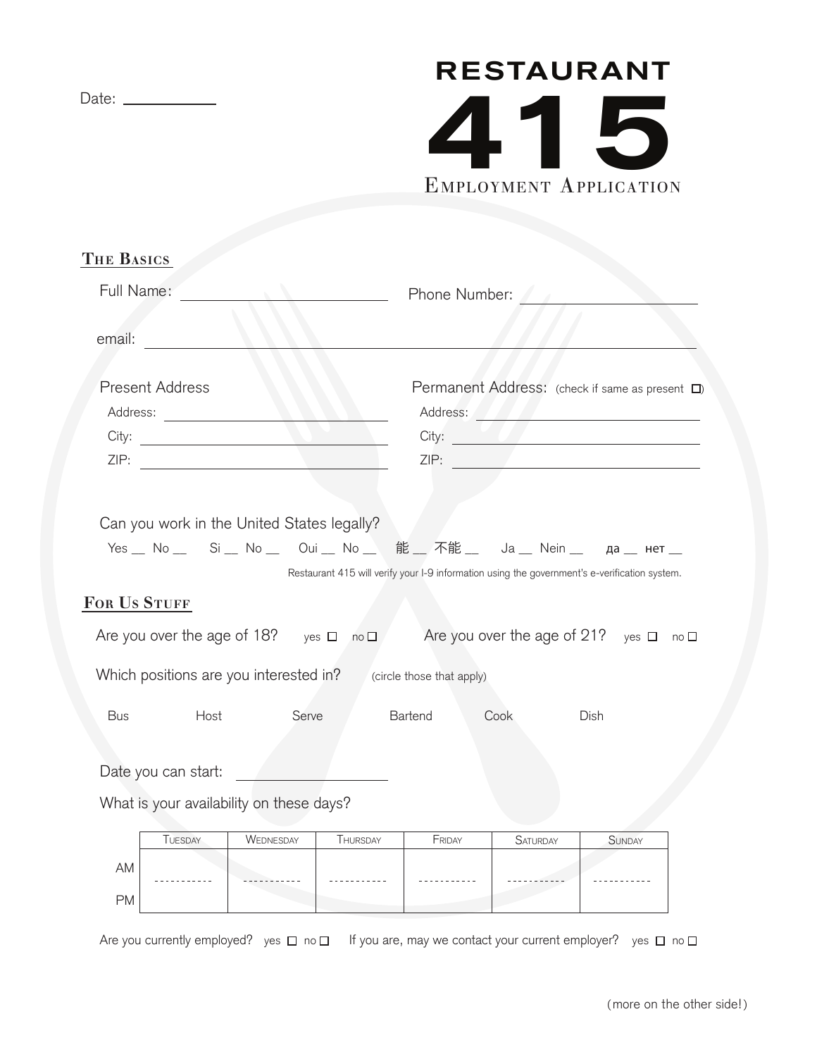Date: ____________

# RESTAURANT 415

EMPLOYMENT APPLICATION

## THE BASICS

Full Name: ____________________ Phone Number: ____________________

email: ________________________________________

**Present Address**

Address: ____________________

City: ____________________

ZIP: ____________________

**Permanent Address:** (check if same as present ☐)

Address: ____________________

City: ____________________

ZIP: ____________________

Can you work in the United States legally?

Yes __ No __ Si __ No __ Oui __ No __ 能 __ 不能 __ Ja __ Nein __ да __ нет __

Restaurant 415 will verify your I-9 information using the government's e-verification system.

## FOR US STUFF

Are you over the age of 18? yes ☐ no ☐ Are you over the age of 21? yes ☐ no ☐

Which positions are you interested in? (circle those that apply)

Bus Host Serve Bartend Cook Dish

Date you can start: ____________________

What is your availability on these days?

| | Tuesday | Wednesday | Thursday | Friday | Saturday | Sunday |
|---|---|---|---|---|---|---|
| AM | | | | | | |
| PM | | | | | | |

Are you currently employed? yes ☐ no ☐ If you are, may we contact your current employer? yes ☐ no ☐

(more on the other side!)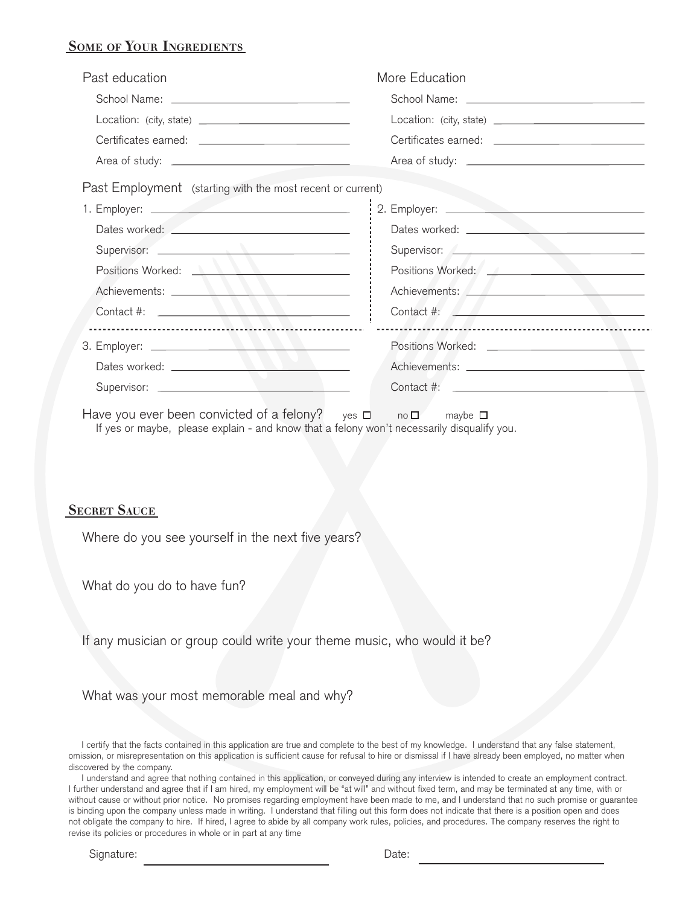## Some of Your Ingredients

**Past education**

School Name: \_\_\_\_\_\_\_\_\_\_\_\_\_\_\_\_\_\_\_\_\_\_\_\_\_\_\_\_

Location: (city, state) \_\_\_\_\_\_\_\_\_\_\_\_\_\_\_\_\_\_\_\_\_\_\_\_\_\_\_\_

Certificates earned: \_\_\_\_\_\_\_\_\_\_\_\_\_\_\_\_\_\_\_\_\_\_\_\_\_\_\_\_

Area of study: \_\_\_\_\_\_\_\_\_\_\_\_\_\_\_\_\_\_\_\_\_\_\_\_\_\_\_\_

**More Education**

School Name: \_\_\_\_\_\_\_\_\_\_\_\_\_\_\_\_\_\_\_\_\_\_\_\_\_\_\_\_

Location: (city, state) \_\_\_\_\_\_\_\_\_\_\_\_\_\_\_\_\_\_\_\_\_\_\_\_\_\_\_\_

Certificates earned: \_\_\_\_\_\_\_\_\_\_\_\_\_\_\_\_\_\_\_\_\_\_\_\_\_\_\_\_

Area of study: \_\_\_\_\_\_\_\_\_\_\_\_\_\_\_\_\_\_\_\_\_\_\_\_\_\_\_\_

**Past Employment** (starting with the most recent or current)

1. Employer: \_\_\_\_\_\_\_\_\_\_\_\_\_\_\_\_\_\_\_\_\_\_\_\_\_\_\_\_

Dates worked: \_\_\_\_\_\_\_\_\_\_\_\_\_\_\_\_\_\_\_\_\_\_\_\_\_\_\_\_

Supervisor: \_\_\_\_\_\_\_\_\_\_\_\_\_\_\_\_\_\_\_\_\_\_\_\_\_\_\_\_

Positions Worked: \_\_\_\_\_\_\_\_\_\_\_\_\_\_\_\_\_\_\_\_\_\_\_\_\_\_\_\_

Achievements: \_\_\_\_\_\_\_\_\_\_\_\_\_\_\_\_\_\_\_\_\_\_\_\_\_\_\_\_

Contact #: \_\_\_\_\_\_\_\_\_\_\_\_\_\_\_\_\_\_\_\_\_\_\_\_\_\_\_\_

2. Employer: \_\_\_\_\_\_\_\_\_\_\_\_\_\_\_\_\_\_\_\_\_\_\_\_\_\_\_\_

Dates worked: \_\_\_\_\_\_\_\_\_\_\_\_\_\_\_\_\_\_\_\_\_\_\_\_\_\_\_\_

Supervisor: \_\_\_\_\_\_\_\_\_\_\_\_\_\_\_\_\_\_\_\_\_\_\_\_\_\_\_\_

Positions Worked: \_\_\_\_\_\_\_\_\_\_\_\_\_\_\_\_\_\_\_\_\_\_\_\_\_\_\_\_

Achievements: \_\_\_\_\_\_\_\_\_\_\_\_\_\_\_\_\_\_\_\_\_\_\_\_\_\_\_\_

Contact #: \_\_\_\_\_\_\_\_\_\_\_\_\_\_\_\_\_\_\_\_\_\_\_\_\_\_\_\_

3. Employer: \_\_\_\_\_\_\_\_\_\_\_\_\_\_\_\_\_\_\_\_\_\_\_\_\_\_\_\_

Dates worked: \_\_\_\_\_\_\_\_\_\_\_\_\_\_\_\_\_\_\_\_\_\_\_\_\_\_\_\_

Supervisor: \_\_\_\_\_\_\_\_\_\_\_\_\_\_\_\_\_\_\_\_\_\_\_\_\_\_\_\_

Positions Worked: \_\_\_\_\_\_\_\_\_\_\_\_\_\_\_\_\_\_\_\_\_\_\_\_\_\_\_\_

Achievements: \_\_\_\_\_\_\_\_\_\_\_\_\_\_\_\_\_\_\_\_\_\_\_\_\_\_\_\_

Contact #: \_\_\_\_\_\_\_\_\_\_\_\_\_\_\_\_\_\_\_\_\_\_\_\_\_\_\_\_

Have you ever been convicted of a felony? yes ☐ no ☐ maybe ☐

If yes or maybe, please explain - and know that a felony won't necessarily disqualify you.

## Secret Sauce

Where do you see yourself in the next five years?

What do you do to have fun?

If any musician or group could write your theme music, who would it be?

What was your most memorable meal and why?

I certify that the facts contained in this application are true and complete to the best of my knowledge. I understand that any false statement, omission, or misrepresentation on this application is sufficient cause for refusal to hire or dismissal if I have already been employed, no matter when discovered by the company.

I understand and agree that nothing contained in this application, or conveyed during any interview is intended to create an employment contract. I further understand and agree that if I am hired, my employment will be "at will" and without fixed term, and may be terminated at any time, with or without cause or without prior notice. No promises regarding employment have been made to me, and I understand that no such promise or guarantee is binding upon the company unless made in writing. I understand that filling out this form does not indicate that there is a position open and does not obligate the company to hire. If hired, I agree to abide by all company work rules, policies, and procedures. The company reserves the right to revise its policies or procedures in whole or in part at any time

Signature: \_\_\_\_\_\_\_\_\_\_\_\_\_\_\_\_\_\_\_\_\_\_\_\_\_\_\_\_ Date: \_\_\_\_\_\_\_\_\_\_\_\_\_\_\_\_\_\_\_\_\_\_\_\_\_\_\_\_